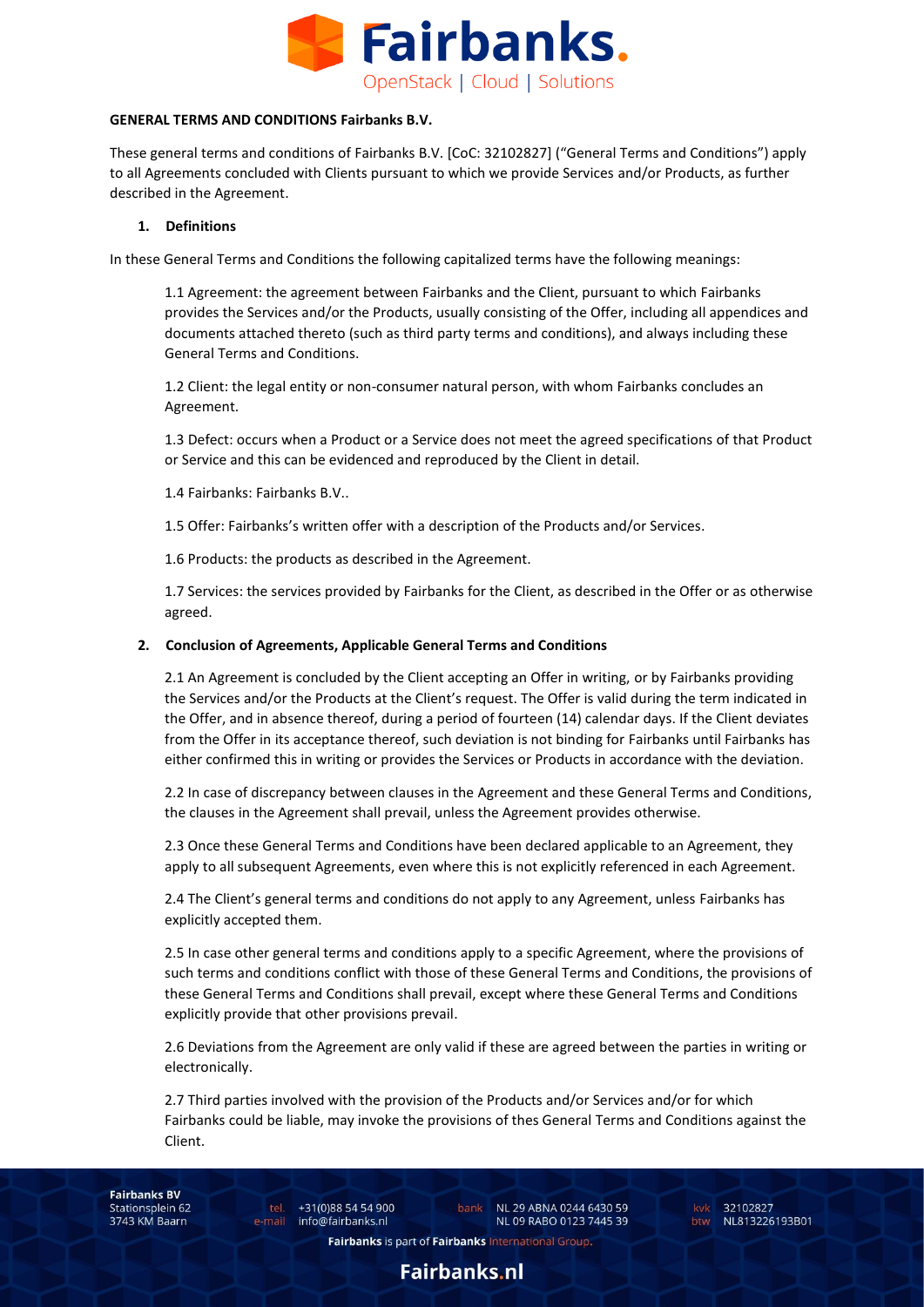**GENERAL TERMS AND CONDITIONS Fairbanks B.V.**

These general terms and conditions of Fairbanks B.V. [CoC: 32102827] ("General Terms and Conditions") apply to all Agreements concluded with Clients pursuant to which we provide Services and/or Products, as further described in the Agreement.

## 1. Definitions

In these General Terms and Conditions the following capitalized terms have the following meanings:

1.1 Agreement: the agreement between Fairbanks and the Client, pursuant to which Fairbanks provides the Services and/or the Products, usually consisting of the Offer, including all appendices and documents attached thereto (such as third party terms and conditions), and always including these General Terms and Conditions.

1.2 Client: the legal entity or non-consumer natural person, with whom Fairbanks concludes an Agreement.

1.3 Defect: occurs when a Product or a Service does not meet the agreed specifications of that Product or Service and this can be evidenced and reproduced by the Client in detail.

1.4 Fairbanks: Fairbanks B.V..

1.5 Offer: Fairbanks's written offer with a description of the Products and/or Services.

1.6 Products: the products as described in the Agreement.

1.7 Services: the services provided by Fairbanks for the Client, as described in the Offer or as otherwise agreed.

## 2. Conclusion of Agreements, Applicable General Terms and Conditions

2.1 An Agreement is concluded by the Client accepting an Offer in writing, or by Fairbanks providing the Services and/or the Products at the Client's request. The Offer is valid during the term indicated in the Offer, and in absence thereof, during a period of fourteen (14) calendar days. If the Client deviates from the Offer in its acceptance thereof, such deviation is not binding for Fairbanks until Fairbanks has either confirmed this in writing or provides the Services or Products in accordance with the deviation.

2.2 In case of discrepancy between clauses in the Agreement and these General Terms and Conditions, the clauses in the Agreement shall prevail, unless the Agreement provides otherwise.

2.3 Once these General Terms and Conditions have been declared applicable to an Agreement, they apply to all subsequent Agreements, even where this is not explicitly referenced in each Agreement.

2.4 The Client's general terms and conditions do not apply to any Agreement, unless Fairbanks has explicitly accepted them.

2.5 In case other general terms and conditions apply to a specific Agreement, where the provisions of such terms and conditions conflict with those of these General Terms and Conditions, the provisions of these General Terms and Conditions shall prevail, except where these General Terms and Conditions explicitly provide that other provisions prevail.

2.6 Deviations from the Agreement are only valid if these are agreed between the parties in writing or electronically.

2.7 Third parties involved with the provision of the Products and/or Services and/or for which Fairbanks could be liable, may invoke the provisions of thes General Terms and Conditions against the Client.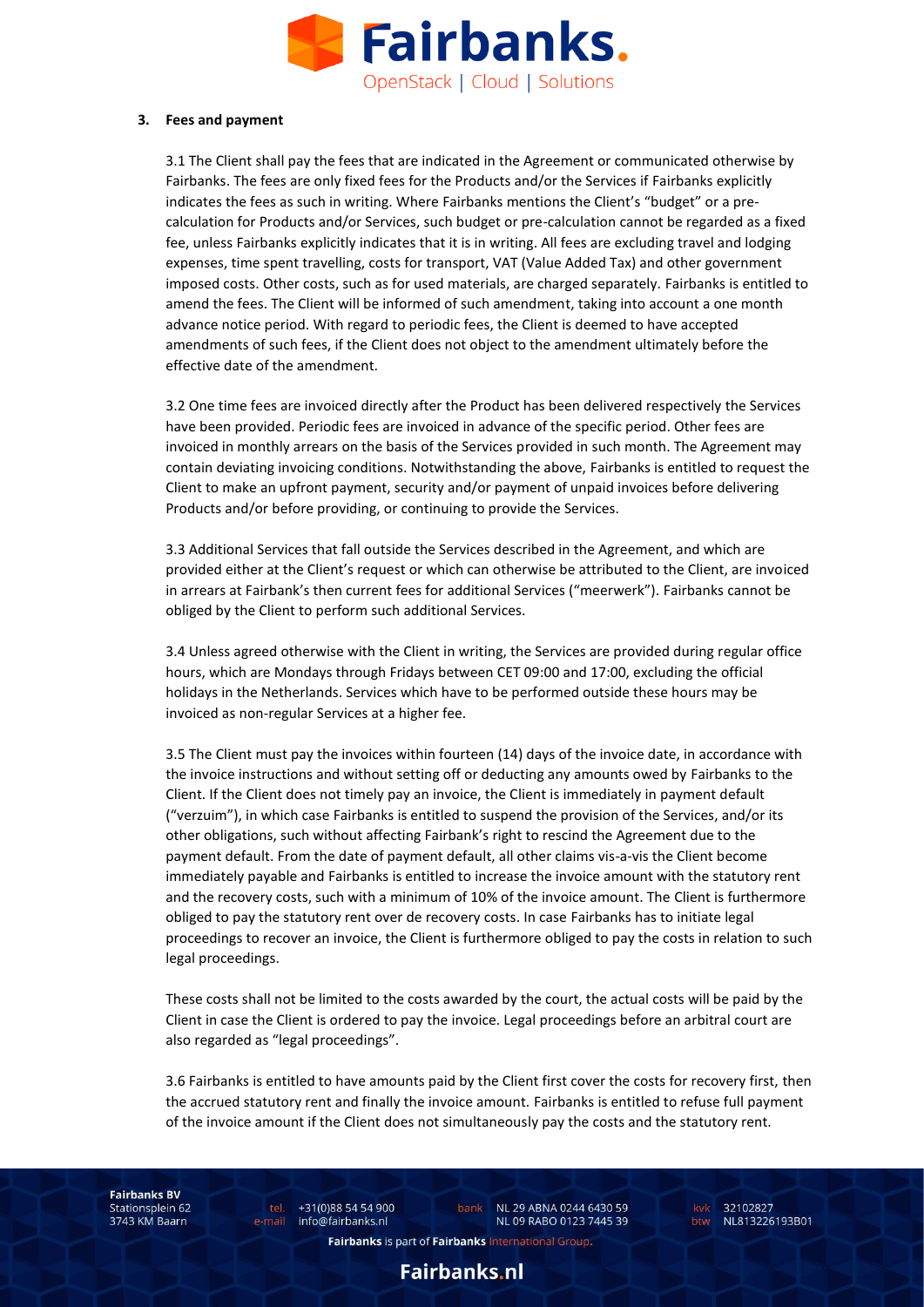### 3. Fees and payment

3.1 The Client shall pay the fees that are indicated in the Agreement or communicated otherwise by Fairbanks. The fees are only fixed fees for the Products and/or the Services if Fairbanks explicitly indicates the fees as such in writing. Where Fairbanks mentions the Client's "budget" or a pre-calculation for Products and/or Services, such budget or pre-calculation cannot be regarded as a fixed fee, unless Fairbanks explicitly indicates that it is in writing. All fees are excluding travel and lodging expenses, time spent travelling, costs for transport, VAT (Value Added Tax) and other government imposed costs. Other costs, such as for used materials, are charged separately. Fairbanks is entitled to amend the fees. The Client will be informed of such amendment, taking into account a one month advance notice period. With regard to periodic fees, the Client is deemed to have accepted amendments of such fees, if the Client does not object to the amendment ultimately before the effective date of the amendment.

3.2 One time fees are invoiced directly after the Product has been delivered respectively the Services have been provided. Periodic fees are invoiced in advance of the specific period. Other fees are invoiced in monthly arrears on the basis of the Services provided in such month. The Agreement may contain deviating invoicing conditions. Notwithstanding the above, Fairbanks is entitled to request the Client to make an upfront payment, security and/or payment of unpaid invoices before delivering Products and/or before providing, or continuing to provide the Services.

3.3 Additional Services that fall outside the Services described in the Agreement, and which are provided either at the Client's request or which can otherwise be attributed to the Client, are invoiced in arrears at Fairbank's then current fees for additional Services ("meerwerk"). Fairbanks cannot be obliged by the Client to perform such additional Services.

3.4 Unless agreed otherwise with the Client in writing, the Services are provided during regular office hours, which are Mondays through Fridays between CET 09:00 and 17:00, excluding the official holidays in the Netherlands. Services which have to be performed outside these hours may be invoiced as non-regular Services at a higher fee.

3.5 The Client must pay the invoices within fourteen (14) days of the invoice date, in accordance with the invoice instructions and without setting off or deducting any amounts owed by Fairbanks to the Client. If the Client does not timely pay an invoice, the Client is immediately in payment default ("verzuim"), in which case Fairbanks is entitled to suspend the provision of the Services, and/or its other obligations, such without affecting Fairbank's right to rescind the Agreement due to the payment default. From the date of payment default, all other claims vis-a-vis the Client become immediately payable and Fairbanks is entitled to increase the invoice amount with the statutory rent and the recovery costs, such with a minimum of 10% of the invoice amount. The Client is furthermore obliged to pay the statutory rent over de recovery costs. In case Fairbanks has to initiate legal proceedings to recover an invoice, the Client is furthermore obliged to pay the costs in relation to such legal proceedings.

These costs shall not be limited to the costs awarded by the court, the actual costs will be paid by the Client in case the Client is ordered to pay the invoice. Legal proceedings before an arbitral court are also regarded as "legal proceedings".

3.6 Fairbanks is entitled to have amounts paid by the Client first cover the costs for recovery first, then the accrued statutory rent and finally the invoice amount. Fairbanks is entitled to refuse full payment of the invoice amount if the Client does not simultaneously pay the costs and the statutory rent.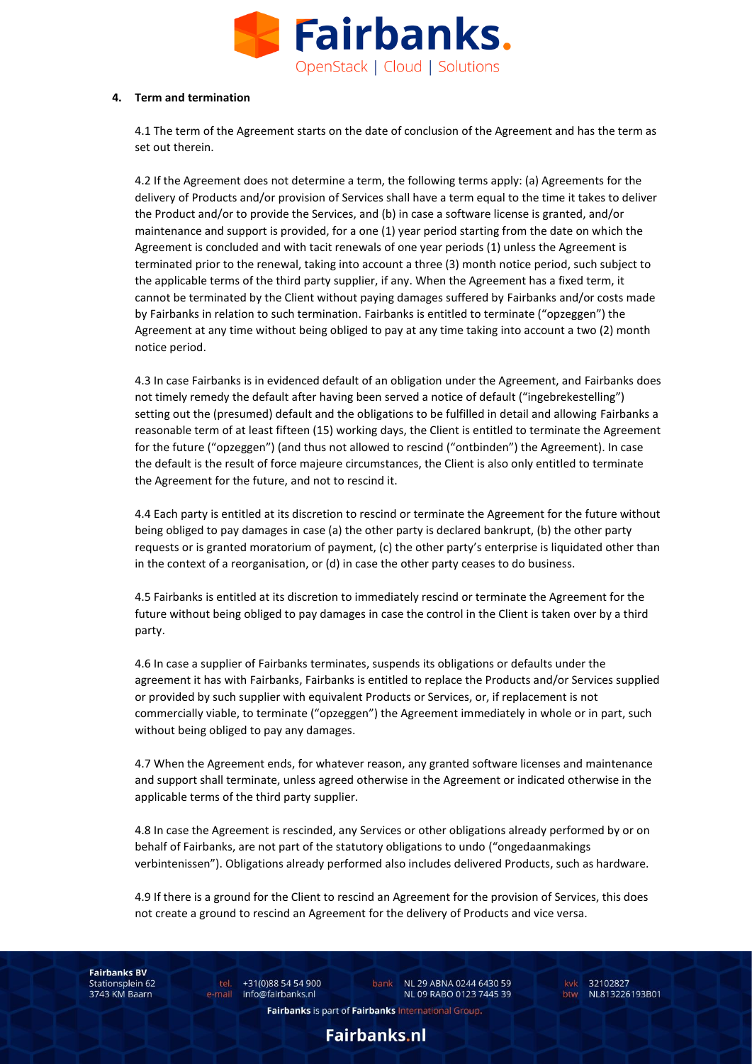## 4. Term and termination

4.1 The term of the Agreement starts on the date of conclusion of the Agreement and has the term as set out therein.

4.2 If the Agreement does not determine a term, the following terms apply: (a) Agreements for the delivery of Products and/or provision of Services shall have a term equal to the time it takes to deliver the Product and/or to provide the Services, and (b) in case a software license is granted, and/or maintenance and support is provided, for a one (1) year period starting from the date on which the Agreement is concluded and with tacit renewals of one year periods (1) unless the Agreement is terminated prior to the renewal, taking into account a three (3) month notice period, such subject to the applicable terms of the third party supplier, if any. When the Agreement has a fixed term, it cannot be terminated by the Client without paying damages suffered by Fairbanks and/or costs made by Fairbanks in relation to such termination. Fairbanks is entitled to terminate ("opzeggen") the Agreement at any time without being obliged to pay at any time taking into account a two (2) month notice period.

4.3 In case Fairbanks is in evidenced default of an obligation under the Agreement, and Fairbanks does not timely remedy the default after having been served a notice of default ("ingebrekestelling") setting out the (presumed) default and the obligations to be fulfilled in detail and allowing Fairbanks a reasonable term of at least fifteen (15) working days, the Client is entitled to terminate the Agreement for the future ("opzeggen") (and thus not allowed to rescind ("ontbinden") the Agreement). In case the default is the result of force majeure circumstances, the Client is also only entitled to terminate the Agreement for the future, and not to rescind it.

4.4 Each party is entitled at its discretion to rescind or terminate the Agreement for the future without being obliged to pay damages in case (a) the other party is declared bankrupt, (b) the other party requests or is granted moratorium of payment, (c) the other party's enterprise is liquidated other than in the context of a reorganisation, or (d) in case the other party ceases to do business.

4.5 Fairbanks is entitled at its discretion to immediately rescind or terminate the Agreement for the future without being obliged to pay damages in case the control in the Client is taken over by a third party.

4.6 In case a supplier of Fairbanks terminates, suspends its obligations or defaults under the agreement it has with Fairbanks, Fairbanks is entitled to replace the Products and/or Services supplied or provided by such supplier with equivalent Products or Services, or, if replacement is not commercially viable, to terminate ("opzeggen") the Agreement immediately in whole or in part, such without being obliged to pay any damages.

4.7 When the Agreement ends, for whatever reason, any granted software licenses and maintenance and support shall terminate, unless agreed otherwise in the Agreement or indicated otherwise in the applicable terms of the third party supplier.

4.8 In case the Agreement is rescinded, any Services or other obligations already performed by or on behalf of Fairbanks, are not part of the statutory obligations to undo ("ongedaanmakings verbintenissen"). Obligations already performed also includes delivered Products, such as hardware.

4.9 If there is a ground for the Client to rescind an Agreement for the provision of Services, this does not create a ground to rescind an Agreement for the delivery of Products and vice versa.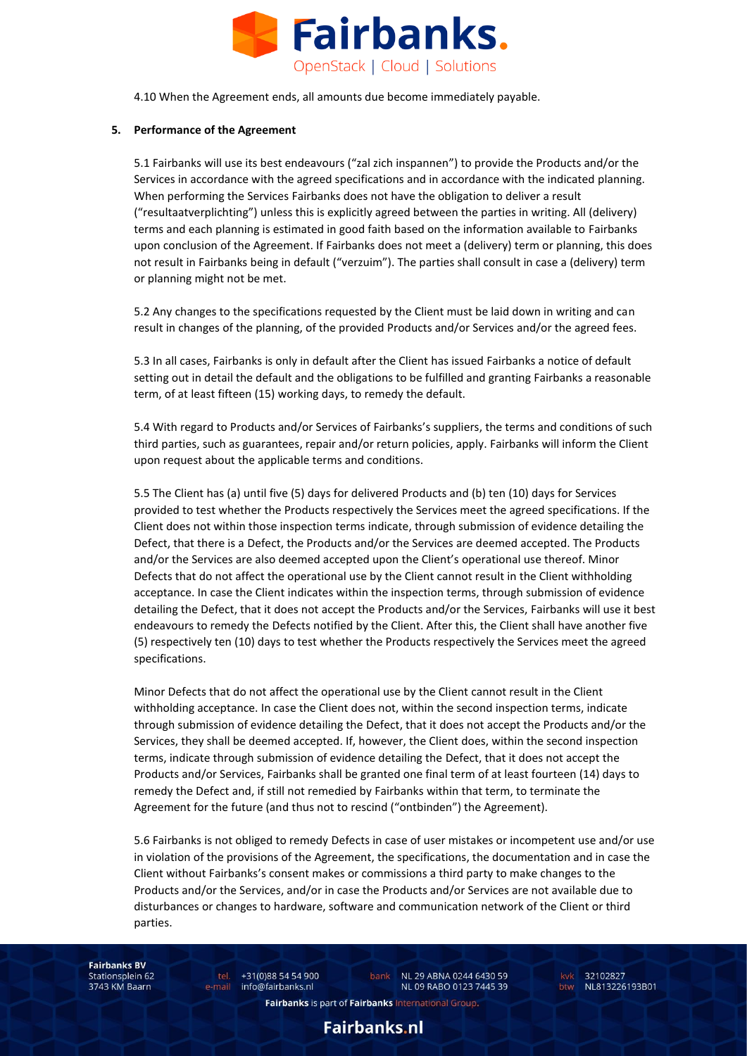4.10 When the Agreement ends, all amounts due become immediately payable.

**5. Performance of the Agreement**

5.1 Fairbanks will use its best endeavours ("zal zich inspannen") to provide the Products and/or the Services in accordance with the agreed specifications and in accordance with the indicated planning. When performing the Services Fairbanks does not have the obligation to deliver a result ("resultaatverplichting") unless this is explicitly agreed between the parties in writing. All (delivery) terms and each planning is estimated in good faith based on the information available to Fairbanks upon conclusion of the Agreement. If Fairbanks does not meet a (delivery) term or planning, this does not result in Fairbanks being in default ("verzuim"). The parties shall consult in case a (delivery) term or planning might not be met.

5.2 Any changes to the specifications requested by the Client must be laid down in writing and can result in changes of the planning, of the provided Products and/or Services and/or the agreed fees.

5.3 In all cases, Fairbanks is only in default after the Client has issued Fairbanks a notice of default setting out in detail the default and the obligations to be fulfilled and granting Fairbanks a reasonable term, of at least fifteen (15) working days, to remedy the default.

5.4 With regard to Products and/or Services of Fairbanks's suppliers, the terms and conditions of such third parties, such as guarantees, repair and/or return policies, apply. Fairbanks will inform the Client upon request about the applicable terms and conditions.

5.5 The Client has (a) until five (5) days for delivered Products and (b) ten (10) days for Services provided to test whether the Products respectively the Services meet the agreed specifications. If the Client does not within those inspection terms indicate, through submission of evidence detailing the Defect, that there is a Defect, the Products and/or the Services are deemed accepted. The Products and/or the Services are also deemed accepted upon the Client's operational use thereof. Minor Defects that do not affect the operational use by the Client cannot result in the Client withholding acceptance. In case the Client indicates within the inspection terms, through submission of evidence detailing the Defect, that it does not accept the Products and/or the Services, Fairbanks will use it best endeavours to remedy the Defects notified by the Client. After this, the Client shall have another five (5) respectively ten (10) days to test whether the Products respectively the Services meet the agreed specifications.

Minor Defects that do not affect the operational use by the Client cannot result in the Client withholding acceptance. In case the Client does not, within the second inspection terms, indicate through submission of evidence detailing the Defect, that it does not accept the Products and/or the Services, they shall be deemed accepted. If, however, the Client does, within the second inspection terms, indicate through submission of evidence detailing the Defect, that it does not accept the Products and/or Services, Fairbanks shall be granted one final term of at least fourteen (14) days to remedy the Defect and, if still not remedied by Fairbanks within that term, to terminate the Agreement for the future (and thus not to rescind ("ontbinden") the Agreement).

5.6 Fairbanks is not obliged to remedy Defects in case of user mistakes or incompetent use and/or use in violation of the provisions of the Agreement, the specifications, the documentation and in case the Client without Fairbanks's consent makes or commissions a third party to make changes to the Products and/or the Services, and/or in case the Products and/or Services are not available due to disturbances or changes to hardware, software and communication network of the Client or third parties.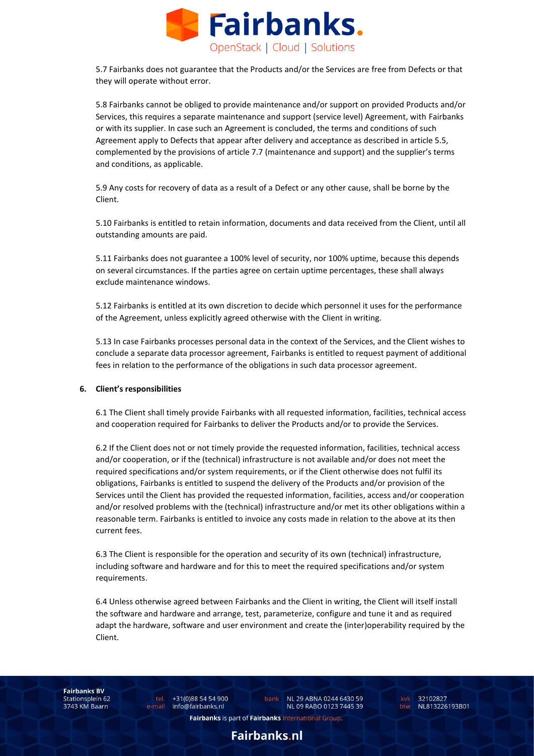5.7 Fairbanks does not guarantee that the Products and/or the Services are free from Defects or that they will operate without error.

5.8 Fairbanks cannot be obliged to provide maintenance and/or support on provided Products and/or Services, this requires a separate maintenance and support (service level) Agreement, with Fairbanks or with its supplier. In case such an Agreement is concluded, the terms and conditions of such Agreement apply to Defects that appear after delivery and acceptance as described in article 5.5, complemented by the provisions of article 7.7 (maintenance and support) and the supplier's terms and conditions, as applicable.

5.9 Any costs for recovery of data as a result of a Defect or any other cause, shall be borne by the Client.

5.10 Fairbanks is entitled to retain information, documents and data received from the Client, until all outstanding amounts are paid.

5.11 Fairbanks does not guarantee a 100% level of security, nor 100% uptime, because this depends on several circumstances. If the parties agree on certain uptime percentages, these shall always exclude maintenance windows.

5.12 Fairbanks is entitled at its own discretion to decide which personnel it uses for the performance of the Agreement, unless explicitly agreed otherwise with the Client in writing.

5.13 In case Fairbanks processes personal data in the context of the Services, and the Client wishes to conclude a separate data processor agreement, Fairbanks is entitled to request payment of additional fees in relation to the performance of the obligations in such data processor agreement.

**6. Client's responsibilities**

6.1 The Client shall timely provide Fairbanks with all requested information, facilities, technical access and cooperation required for Fairbanks to deliver the Products and/or to provide the Services.

6.2 If the Client does not or not timely provide the requested information, facilities, technical access and/or cooperation, or if the (technical) infrastructure is not available and/or does not meet the required specifications and/or system requirements, or if the Client otherwise does not fulfil its obligations, Fairbanks is entitled to suspend the delivery of the Products and/or provision of the Services until the Client has provided the requested information, facilities, access and/or cooperation and/or resolved problems with the (technical) infrastructure and/or met its other obligations within a reasonable term. Fairbanks is entitled to invoice any costs made in relation to the above at its then current fees.

6.3 The Client is responsible for the operation and security of its own (technical) infrastructure, including software and hardware and for this to meet the required specifications and/or system requirements.

6.4 Unless otherwise agreed between Fairbanks and the Client in writing, the Client will itself install the software and hardware and arrange, test, parameterize, configure and tune it and as required adapt the hardware, software and user environment and create the (inter)operability required by the Client.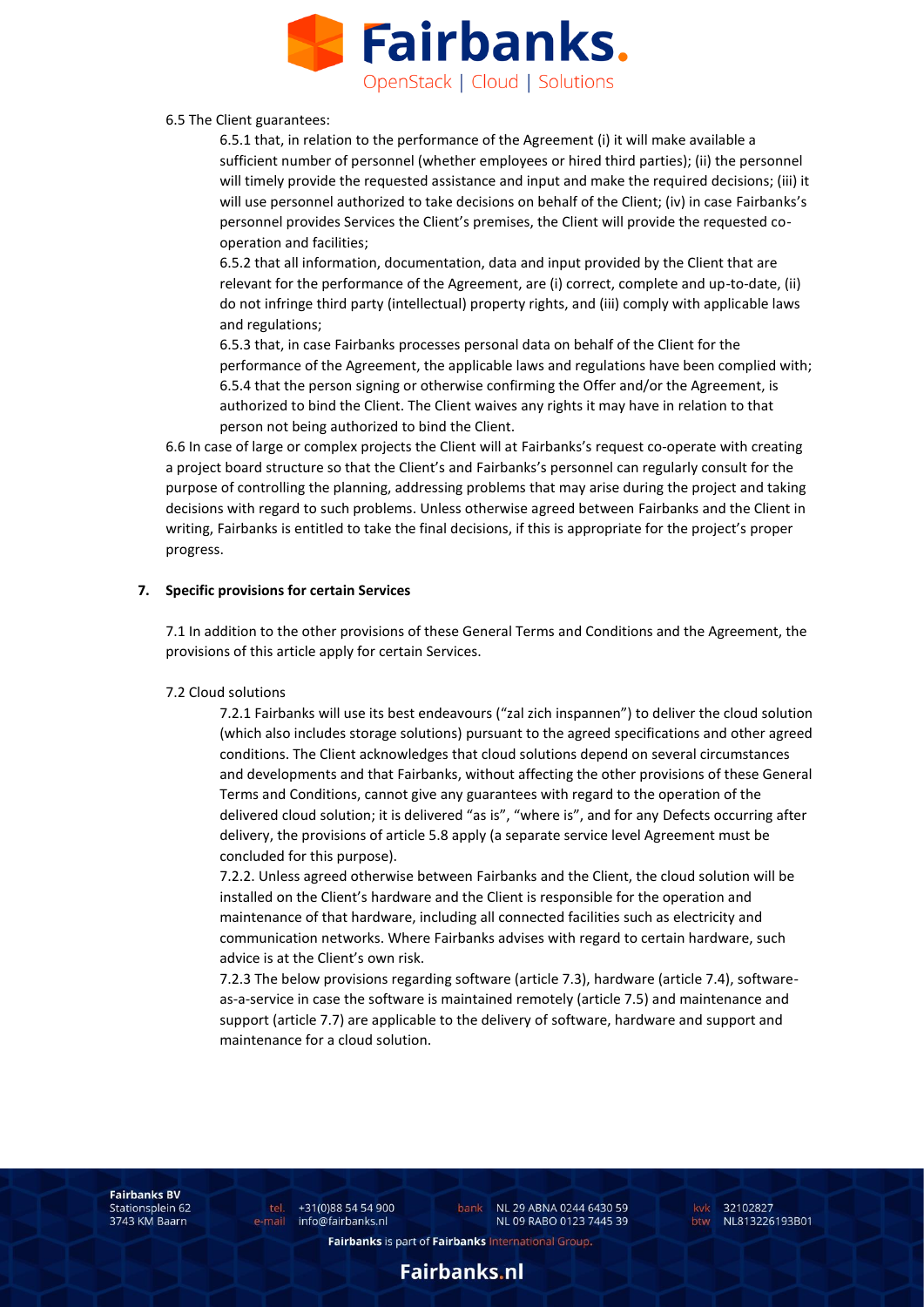6.5 The Client guarantees:

6.5.1 that, in relation to the performance of the Agreement (i) it will make available a sufficient number of personnel (whether employees or hired third parties); (ii) the personnel will timely provide the requested assistance and input and make the required decisions; (iii) it will use personnel authorized to take decisions on behalf of the Client; (iv) in case Fairbanks's personnel provides Services the Client's premises, the Client will provide the requested co-operation and facilities;

6.5.2 that all information, documentation, data and input provided by the Client that are relevant for the performance of the Agreement, are (i) correct, complete and up-to-date, (ii) do not infringe third party (intellectual) property rights, and (iii) comply with applicable laws and regulations;

6.5.3 that, in case Fairbanks processes personal data on behalf of the Client for the performance of the Agreement, the applicable laws and regulations have been complied with;

6.5.4 that the person signing or otherwise confirming the Offer and/or the Agreement, is authorized to bind the Client. The Client waives any rights it may have in relation to that person not being authorized to bind the Client.

6.6 In case of large or complex projects the Client will at Fairbanks's request co-operate with creating a project board structure so that the Client's and Fairbanks's personnel can regularly consult for the purpose of controlling the planning, addressing problems that may arise during the project and taking decisions with regard to such problems. Unless otherwise agreed between Fairbanks and the Client in writing, Fairbanks is entitled to take the final decisions, if this is appropriate for the project's proper progress.

## 7. Specific provisions for certain Services

7.1 In addition to the other provisions of these General Terms and Conditions and the Agreement, the provisions of this article apply for certain Services.

7.2 Cloud solutions

7.2.1 Fairbanks will use its best endeavours ("zal zich inspannen") to deliver the cloud solution (which also includes storage solutions) pursuant to the agreed specifications and other agreed conditions. The Client acknowledges that cloud solutions depend on several circumstances and developments and that Fairbanks, without affecting the other provisions of these General Terms and Conditions, cannot give any guarantees with regard to the operation of the delivered cloud solution; it is delivered "as is", "where is", and for any Defects occurring after delivery, the provisions of article 5.8 apply (a separate service level Agreement must be concluded for this purpose).

7.2.2. Unless agreed otherwise between Fairbanks and the Client, the cloud solution will be installed on the Client's hardware and the Client is responsible for the operation and maintenance of that hardware, including all connected facilities such as electricity and communication networks. Where Fairbanks advises with regard to certain hardware, such advice is at the Client's own risk.

7.2.3 The below provisions regarding software (article 7.3), hardware (article 7.4), software-as-a-service in case the software is maintained remotely (article 7.5) and maintenance and support (article 7.7) are applicable to the delivery of software, hardware and support and maintenance for a cloud solution.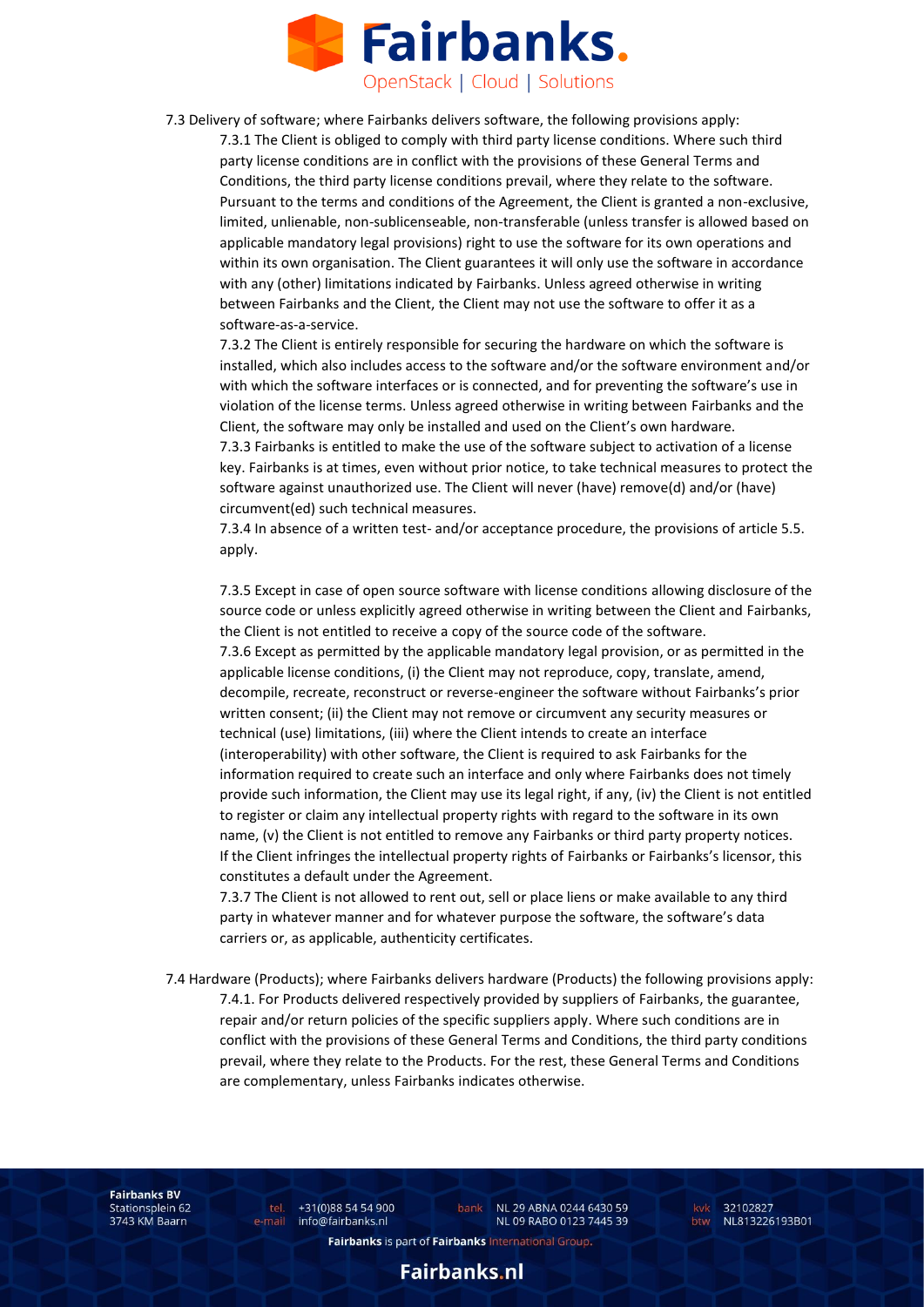7.3 Delivery of software; where Fairbanks delivers software, the following provisions apply:

7.3.1 The Client is obliged to comply with third party license conditions. Where such third party license conditions are in conflict with the provisions of these General Terms and Conditions, the third party license conditions prevail, where they relate to the software. Pursuant to the terms and conditions of the Agreement, the Client is granted a non-exclusive, limited, unlienable, non-sublicenseable, non-transferable (unless transfer is allowed based on applicable mandatory legal provisions) right to use the software for its own operations and within its own organisation. The Client guarantees it will only use the software in accordance with any (other) limitations indicated by Fairbanks. Unless agreed otherwise in writing between Fairbanks and the Client, the Client may not use the software to offer it as a software-as-a-service.

7.3.2 The Client is entirely responsible for securing the hardware on which the software is installed, which also includes access to the software and/or the software environment and/or with which the software interfaces or is connected, and for preventing the software's use in violation of the license terms. Unless agreed otherwise in writing between Fairbanks and the Client, the software may only be installed and used on the Client's own hardware.

7.3.3 Fairbanks is entitled to make the use of the software subject to activation of a license key. Fairbanks is at times, even without prior notice, to take technical measures to protect the software against unauthorized use. The Client will never (have) remove(d) and/or (have) circumvent(ed) such technical measures.

7.3.4 In absence of a written test- and/or acceptance procedure, the provisions of article 5.5. apply.

7.3.5 Except in case of open source software with license conditions allowing disclosure of the source code or unless explicitly agreed otherwise in writing between the Client and Fairbanks, the Client is not entitled to receive a copy of the source code of the software.

7.3.6 Except as permitted by the applicable mandatory legal provision, or as permitted in the applicable license conditions, (i) the Client may not reproduce, copy, translate, amend, decompile, recreate, reconstruct or reverse-engineer the software without Fairbanks's prior written consent; (ii) the Client may not remove or circumvent any security measures or technical (use) limitations, (iii) where the Client intends to create an interface (interoperability) with other software, the Client is required to ask Fairbanks for the information required to create such an interface and only where Fairbanks does not timely provide such information, the Client may use its legal right, if any, (iv) the Client is not entitled to register or claim any intellectual property rights with regard to the software in its own name, (v) the Client is not entitled to remove any Fairbanks or third party property notices. If the Client infringes the intellectual property rights of Fairbanks or Fairbanks's licensor, this constitutes a default under the Agreement.

7.3.7 The Client is not allowed to rent out, sell or place liens or make available to any third party in whatever manner and for whatever purpose the software, the software's data carriers or, as applicable, authenticity certificates.

7.4 Hardware (Products); where Fairbanks delivers hardware (Products) the following provisions apply:

7.4.1. For Products delivered respectively provided by suppliers of Fairbanks, the guarantee, repair and/or return policies of the specific suppliers apply. Where such conditions are in conflict with the provisions of these General Terms and Conditions, the third party conditions prevail, where they relate to the Products. For the rest, these General Terms and Conditions are complementary, unless Fairbanks indicates otherwise.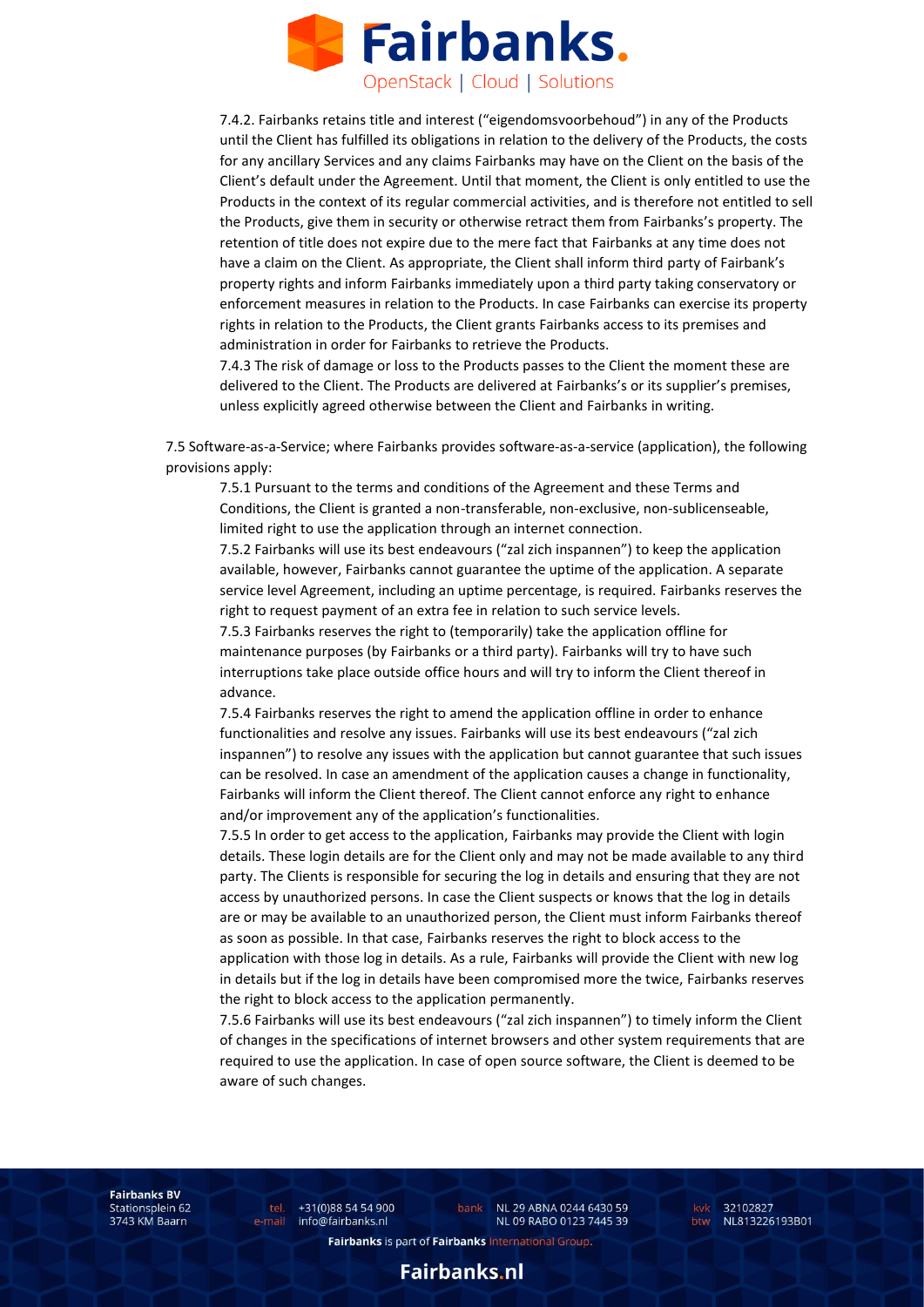7.4.2. Fairbanks retains title and interest ("eigendomsvoorbehoud") in any of the Products until the Client has fulfilled its obligations in relation to the delivery of the Products, the costs for any ancillary Services and any claims Fairbanks may have on the Client on the basis of the Client's default under the Agreement. Until that moment, the Client is only entitled to use the Products in the context of its regular commercial activities, and is therefore not entitled to sell the Products, give them in security or otherwise retract them from Fairbanks's property. The retention of title does not expire due to the mere fact that Fairbanks at any time does not have a claim on the Client. As appropriate, the Client shall inform third party of Fairbank's property rights and inform Fairbanks immediately upon a third party taking conservatory or enforcement measures in relation to the Products. In case Fairbanks can exercise its property rights in relation to the Products, the Client grants Fairbanks access to its premises and administration in order for Fairbanks to retrieve the Products.

7.4.3 The risk of damage or loss to the Products passes to the Client the moment these are delivered to the Client. The Products are delivered at Fairbanks's or its supplier's premises, unless explicitly agreed otherwise between the Client and Fairbanks in writing.

7.5 Software-as-a-Service; where Fairbanks provides software-as-a-service (application), the following provisions apply:

7.5.1 Pursuant to the terms and conditions of the Agreement and these Terms and Conditions, the Client is granted a non-transferable, non-exclusive, non-sublicenseable, limited right to use the application through an internet connection.

7.5.2 Fairbanks will use its best endeavours ("zal zich inspannen") to keep the application available, however, Fairbanks cannot guarantee the uptime of the application. A separate service level Agreement, including an uptime percentage, is required. Fairbanks reserves the right to request payment of an extra fee in relation to such service levels.

7.5.3 Fairbanks reserves the right to (temporarily) take the application offline for maintenance purposes (by Fairbanks or a third party). Fairbanks will try to have such interruptions take place outside office hours and will try to inform the Client thereof in advance.

7.5.4 Fairbanks reserves the right to amend the application offline in order to enhance functionalities and resolve any issues. Fairbanks will use its best endeavours ("zal zich inspannen") to resolve any issues with the application but cannot guarantee that such issues can be resolved. In case an amendment of the application causes a change in functionality, Fairbanks will inform the Client thereof. The Client cannot enforce any right to enhance and/or improvement any of the application's functionalities.

7.5.5 In order to get access to the application, Fairbanks may provide the Client with login details. These login details are for the Client only and may not be made available to any third party. The Clients is responsible for securing the log in details and ensuring that they are not access by unauthorized persons. In case the Client suspects or knows that the log in details are or may be available to an unauthorized person, the Client must inform Fairbanks thereof as soon as possible. In that case, Fairbanks reserves the right to block access to the application with those log in details. As a rule, Fairbanks will provide the Client with new log in details but if the log in details have been compromised more the twice, Fairbanks reserves the right to block access to the application permanently.

7.5.6 Fairbanks will use its best endeavours ("zal zich inspannen") to timely inform the Client of changes in the specifications of internet browsers and other system requirements that are required to use the application. In case of open source software, the Client is deemed to be aware of such changes.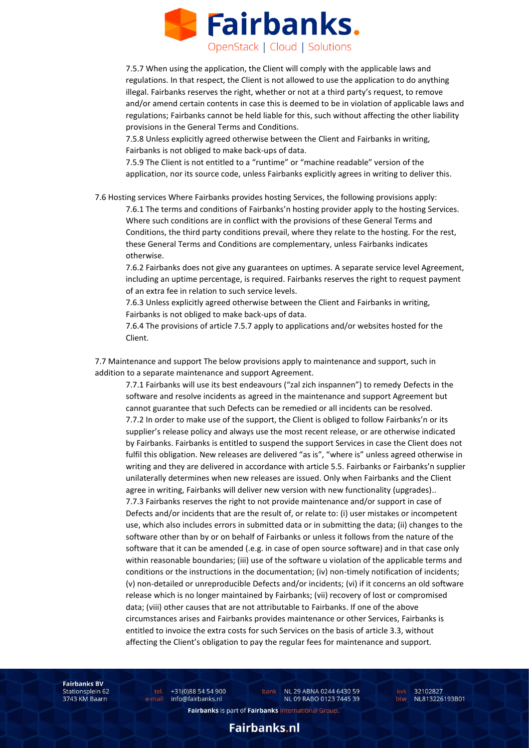7.5.7 When using the application, the Client will comply with the applicable laws and regulations. In that respect, the Client is not allowed to use the application to do anything illegal. Fairbanks reserves the right, whether or not at a third party's request, to remove and/or amend certain contents in case this is deemed to be in violation of applicable laws and regulations; Fairbanks cannot be held liable for this, such without affecting the other liability provisions in the General Terms and Conditions.

7.5.8 Unless explicitly agreed otherwise between the Client and Fairbanks in writing, Fairbanks is not obliged to make back-ups of data.

7.5.9 The Client is not entitled to a "runtime" or "machine readable" version of the application, nor its source code, unless Fairbanks explicitly agrees in writing to deliver this.

7.6 Hosting services Where Fairbanks provides hosting Services, the following provisions apply:

7.6.1 The terms and conditions of Fairbanks'n hosting provider apply to the hosting Services. Where such conditions are in conflict with the provisions of these General Terms and Conditions, the third party conditions prevail, where they relate to the hosting. For the rest, these General Terms and Conditions are complementary, unless Fairbanks indicates otherwise.

7.6.2 Fairbanks does not give any guarantees on uptimes. A separate service level Agreement, including an uptime percentage, is required. Fairbanks reserves the right to request payment of an extra fee in relation to such service levels.

7.6.3 Unless explicitly agreed otherwise between the Client and Fairbanks in writing, Fairbanks is not obliged to make back-ups of data.

7.6.4 The provisions of article 7.5.7 apply to applications and/or websites hosted for the Client.

7.7 Maintenance and support The below provisions apply to maintenance and support, such in addition to a separate maintenance and support Agreement.

7.7.1 Fairbanks will use its best endeavours ("zal zich inspannen") to remedy Defects in the software and resolve incidents as agreed in the maintenance and support Agreement but cannot guarantee that such Defects can be remedied or all incidents can be resolved.

7.7.2 In order to make use of the support, the Client is obliged to follow Fairbanks'n or its supplier's release policy and always use the most recent release, or are otherwise indicated by Fairbanks. Fairbanks is entitled to suspend the support Services in case the Client does not fulfil this obligation. New releases are delivered "as is", "where is" unless agreed otherwise in writing and they are delivered in accordance with article 5.5. Fairbanks or Fairbanks'n supplier unilaterally determines when new releases are issued. Only when Fairbanks and the Client agree in writing, Fairbanks will deliver new version with new functionality (upgrades)..

7.7.3 Fairbanks reserves the right to not provide maintenance and/or support in case of Defects and/or incidents that are the result of, or relate to: (i) user mistakes or incompetent use, which also includes errors in submitted data or in submitting the data; (ii) changes to the software other than by or on behalf of Fairbanks or unless it follows from the nature of the software that it can be amended (.e.g. in case of open source software) and in that case only within reasonable boundaries; (iii) use of the software u violation of the applicable terms and conditions or the instructions in the documentation; (iv) non-timely notification of incidents; (v) non-detailed or unreproducible Defects and/or incidents; (vi) if it concerns an old software release which is no longer maintained by Fairbanks; (vii) recovery of lost or compromised data; (viii) other causes that are not attributable to Fairbanks. If one of the above circumstances arises and Fairbanks provides maintenance or other Services, Fairbanks is entitled to invoice the extra costs for such Services on the basis of article 3.3, without affecting the Client's obligation to pay the regular fees for maintenance and support.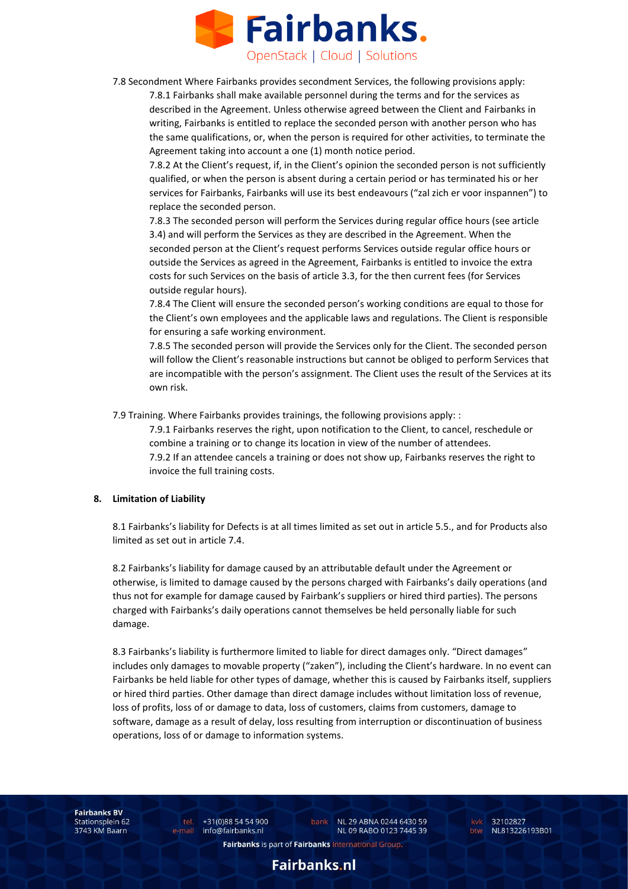7.8 Secondment Where Fairbanks provides secondment Services, the following provisions apply:

7.8.1 Fairbanks shall make available personnel during the terms and for the services as described in the Agreement. Unless otherwise agreed between the Client and Fairbanks in writing, Fairbanks is entitled to replace the seconded person with another person who has the same qualifications, or, when the person is required for other activities, to terminate the Agreement taking into account a one (1) month notice period.

7.8.2 At the Client's request, if, in the Client's opinion the seconded person is not sufficiently qualified, or when the person is absent during a certain period or has terminated his or her services for Fairbanks, Fairbanks will use its best endeavours ("zal zich er voor inspannen") to replace the seconded person.

7.8.3 The seconded person will perform the Services during regular office hours (see article 3.4) and will perform the Services as they are described in the Agreement. When the seconded person at the Client's request performs Services outside regular office hours or outside the Services as agreed in the Agreement, Fairbanks is entitled to invoice the extra costs for such Services on the basis of article 3.3, for the then current fees (for Services outside regular hours).

7.8.4 The Client will ensure the seconded person's working conditions are equal to those for the Client's own employees and the applicable laws and regulations. The Client is responsible for ensuring a safe working environment.

7.8.5 The seconded person will provide the Services only for the Client. The seconded person will follow the Client's reasonable instructions but cannot be obliged to perform Services that are incompatible with the person's assignment. The Client uses the result of the Services at its own risk.

7.9 Training. Where Fairbanks provides trainings, the following provisions apply: :

7.9.1 Fairbanks reserves the right, upon notification to the Client, to cancel, reschedule or combine a training or to change its location in view of the number of attendees.

7.9.2 If an attendee cancels a training or does not show up, Fairbanks reserves the right to invoice the full training costs.

## 8. Limitation of Liability

8.1 Fairbanks's liability for Defects is at all times limited as set out in article 5.5., and for Products also limited as set out in article 7.4.

8.2 Fairbanks's liability for damage caused by an attributable default under the Agreement or otherwise, is limited to damage caused by the persons charged with Fairbanks's daily operations (and thus not for example for damage caused by Fairbank's suppliers or hired third parties). The persons charged with Fairbanks's daily operations cannot themselves be held personally liable for such damage.

8.3 Fairbanks's liability is furthermore limited to liable for direct damages only. "Direct damages" includes only damages to movable property ("zaken"), including the Client's hardware. In no event can Fairbanks be held liable for other types of damage, whether this is caused by Fairbanks itself, suppliers or hired third parties. Other damage than direct damage includes without limitation loss of revenue, loss of profits, loss of or damage to data, loss of customers, claims from customers, damage to software, damage as a result of delay, loss resulting from interruption or discontinuation of business operations, loss of or damage to information systems.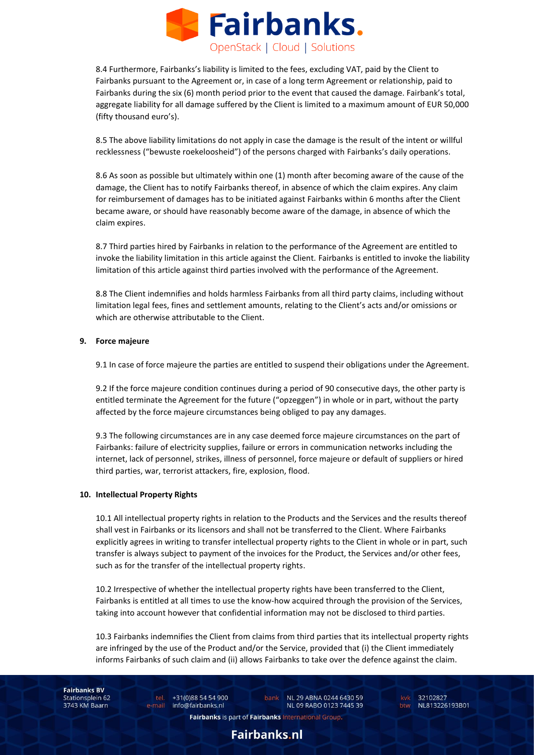8.4 Furthermore, Fairbanks's liability is limited to the fees, excluding VAT, paid by the Client to Fairbanks pursuant to the Agreement or, in case of a long term Agreement or relationship, paid to Fairbanks during the six (6) month period prior to the event that caused the damage. Fairbank's total, aggregate liability for all damage suffered by the Client is limited to a maximum amount of EUR 50,000 (fifty thousand euro's).

8.5 The above liability limitations do not apply in case the damage is the result of the intent or willful recklessness ("bewuste roekeloosheid") of the persons charged with Fairbanks's daily operations.

8.6 As soon as possible but ultimately within one (1) month after becoming aware of the cause of the damage, the Client has to notify Fairbanks thereof, in absence of which the claim expires. Any claim for reimbursement of damages has to be initiated against Fairbanks within 6 months after the Client became aware, or should have reasonably become aware of the damage, in absence of which the claim expires.

8.7 Third parties hired by Fairbanks in relation to the performance of the Agreement are entitled to invoke the liability limitation in this article against the Client. Fairbanks is entitled to invoke the liability limitation of this article against third parties involved with the performance of the Agreement.

8.8 The Client indemnifies and holds harmless Fairbanks from all third party claims, including without limitation legal fees, fines and settlement amounts, relating to the Client's acts and/or omissions or which are otherwise attributable to the Client.

## 9. Force majeure

9.1 In case of force majeure the parties are entitled to suspend their obligations under the Agreement.

9.2 If the force majeure condition continues during a period of 90 consecutive days, the other party is entitled terminate the Agreement for the future ("opzeggen") in whole or in part, without the party affected by the force majeure circumstances being obliged to pay any damages.

9.3 The following circumstances are in any case deemed force majeure circumstances on the part of Fairbanks: failure of electricity supplies, failure or errors in communication networks including the internet, lack of personnel, strikes, illness of personnel, force majeure or default of suppliers or hired third parties, war, terrorist attackers, fire, explosion, flood.

## 10. Intellectual Property Rights

10.1 All intellectual property rights in relation to the Products and the Services and the results thereof shall vest in Fairbanks or its licensors and shall not be transferred to the Client. Where Fairbanks explicitly agrees in writing to transfer intellectual property rights to the Client in whole or in part, such transfer is always subject to payment of the invoices for the Product, the Services and/or other fees, such as for the transfer of the intellectual property rights.

10.2 Irrespective of whether the intellectual property rights have been transferred to the Client, Fairbanks is entitled at all times to use the know-how acquired through the provision of the Services, taking into account however that confidential information may not be disclosed to third parties.

10.3 Fairbanks indemnifies the Client from claims from third parties that its intellectual property rights are infringed by the use of the Product and/or the Service, provided that (i) the Client immediately informs Fairbanks of such claim and (ii) allows Fairbanks to take over the defence against the claim.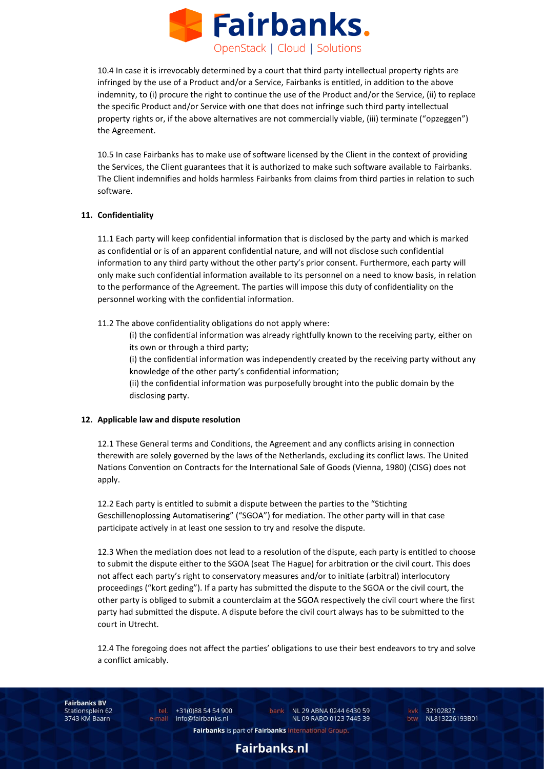10.4 In case it is irrevocably determined by a court that third party intellectual property rights are infringed by the use of a Product and/or a Service, Fairbanks is entitled, in addition to the above indemnity, to (i) procure the right to continue the use of the Product and/or the Service, (ii) to replace the specific Product and/or Service with one that does not infringe such third party intellectual property rights or, if the above alternatives are not commercially viable, (iii) terminate ("opzeggen") the Agreement.

10.5 In case Fairbanks has to make use of software licensed by the Client in the context of providing the Services, the Client guarantees that it is authorized to make such software available to Fairbanks. The Client indemnifies and holds harmless Fairbanks from claims from third parties in relation to such software.

## 11. Confidentiality

11.1 Each party will keep confidential information that is disclosed by the party and which is marked as confidential or is of an apparent confidential nature, and will not disclose such confidential information to any third party without the other party's prior consent. Furthermore, each party will only make such confidential information available to its personnel on a need to know basis, in relation to the performance of the Agreement. The parties will impose this duty of confidentiality on the personnel working with the confidential information.

11.2 The above confidentiality obligations do not apply where:

(i) the confidential information was already rightfully known to the receiving party, either on its own or through a third party;

(i) the confidential information was independently created by the receiving party without any knowledge of the other party's confidential information;

(ii) the confidential information was purposefully brought into the public domain by the disclosing party.

## 12. Applicable law and dispute resolution

12.1 These General terms and Conditions, the Agreement and any conflicts arising in connection therewith are solely governed by the laws of the Netherlands, excluding its conflict laws. The United Nations Convention on Contracts for the International Sale of Goods (Vienna, 1980) (CISG) does not apply.

12.2 Each party is entitled to submit a dispute between the parties to the "Stichting Geschillenoplossing Automatisering" ("SGOA") for mediation. The other party will in that case participate actively in at least one session to try and resolve the dispute.

12.3 When the mediation does not lead to a resolution of the dispute, each party is entitled to choose to submit the dispute either to the SGOA (seat The Hague) for arbitration or the civil court. This does not affect each party's right to conservatory measures and/or to initiate (arbitral) interlocutory proceedings ("kort geding"). If a party has submitted the dispute to the SGOA or the civil court, the other party is obliged to submit a counterclaim at the SGOA respectively the civil court where the first party had submitted the dispute. A dispute before the civil court always has to be submitted to the court in Utrecht.

12.4 The foregoing does not affect the parties' obligations to use their best endeavors to try and solve a conflict amicably.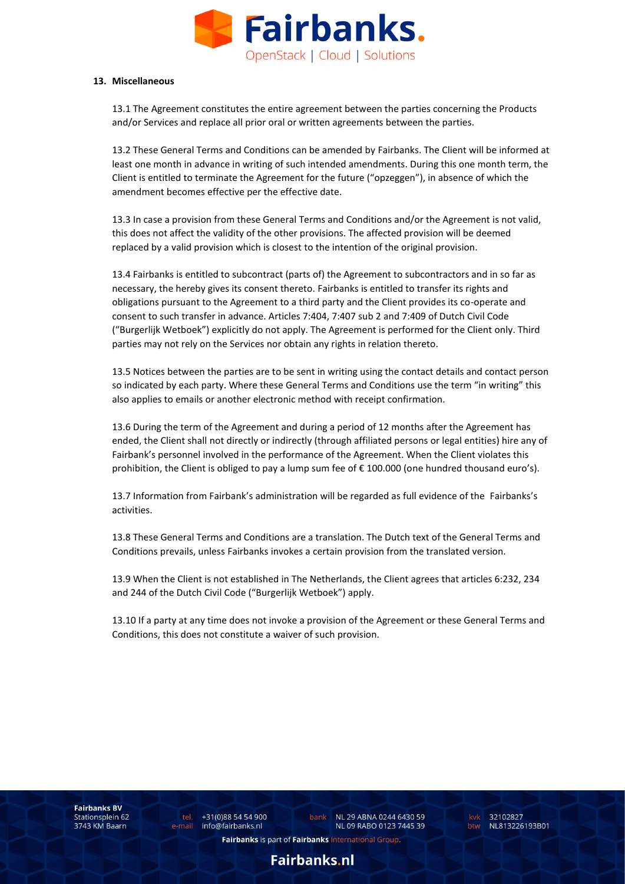## 13. Miscellaneous

13.1 The Agreement constitutes the entire agreement between the parties concerning the Products and/or Services and replace all prior oral or written agreements between the parties.

13.2 These General Terms and Conditions can be amended by Fairbanks. The Client will be informed at least one month in advance in writing of such intended amendments. During this one month term, the Client is entitled to terminate the Agreement for the future ("opzeggen"), in absence of which the amendment becomes effective per the effective date.

13.3 In case a provision from these General Terms and Conditions and/or the Agreement is not valid, this does not affect the validity of the other provisions. The affected provision will be deemed replaced by a valid provision which is closest to the intention of the original provision.

13.4 Fairbanks is entitled to subcontract (parts of) the Agreement to subcontractors and in so far as necessary, the hereby gives its consent thereto. Fairbanks is entitled to transfer its rights and obligations pursuant to the Agreement to a third party and the Client provides its co-operate and consent to such transfer in advance. Articles 7:404, 7:407 sub 2 and 7:409 of Dutch Civil Code ("Burgerlijk Wetboek") explicitly do not apply. The Agreement is performed for the Client only. Third parties may not rely on the Services nor obtain any rights in relation thereto.

13.5 Notices between the parties are to be sent in writing using the contact details and contact person so indicated by each party. Where these General Terms and Conditions use the term "in writing" this also applies to emails or another electronic method with receipt confirmation.

13.6 During the term of the Agreement and during a period of 12 months after the Agreement has ended, the Client shall not directly or indirectly (through affiliated persons or legal entities) hire any of Fairbank's personnel involved in the performance of the Agreement. When the Client violates this prohibition, the Client is obliged to pay a lump sum fee of € 100.000 (one hundred thousand euro's).

13.7 Information from Fairbank's administration will be regarded as full evidence of the Fairbanks's activities.

13.8 These General Terms and Conditions are a translation. The Dutch text of the General Terms and Conditions prevails, unless Fairbanks invokes a certain provision from the translated version.

13.9 When the Client is not established in The Netherlands, the Client agrees that articles 6:232, 234 and 244 of the Dutch Civil Code ("Burgerlijk Wetboek") apply.

13.10 If a party at any time does not invoke a provision of the Agreement or these General Terms and Conditions, this does not constitute a waiver of such provision.